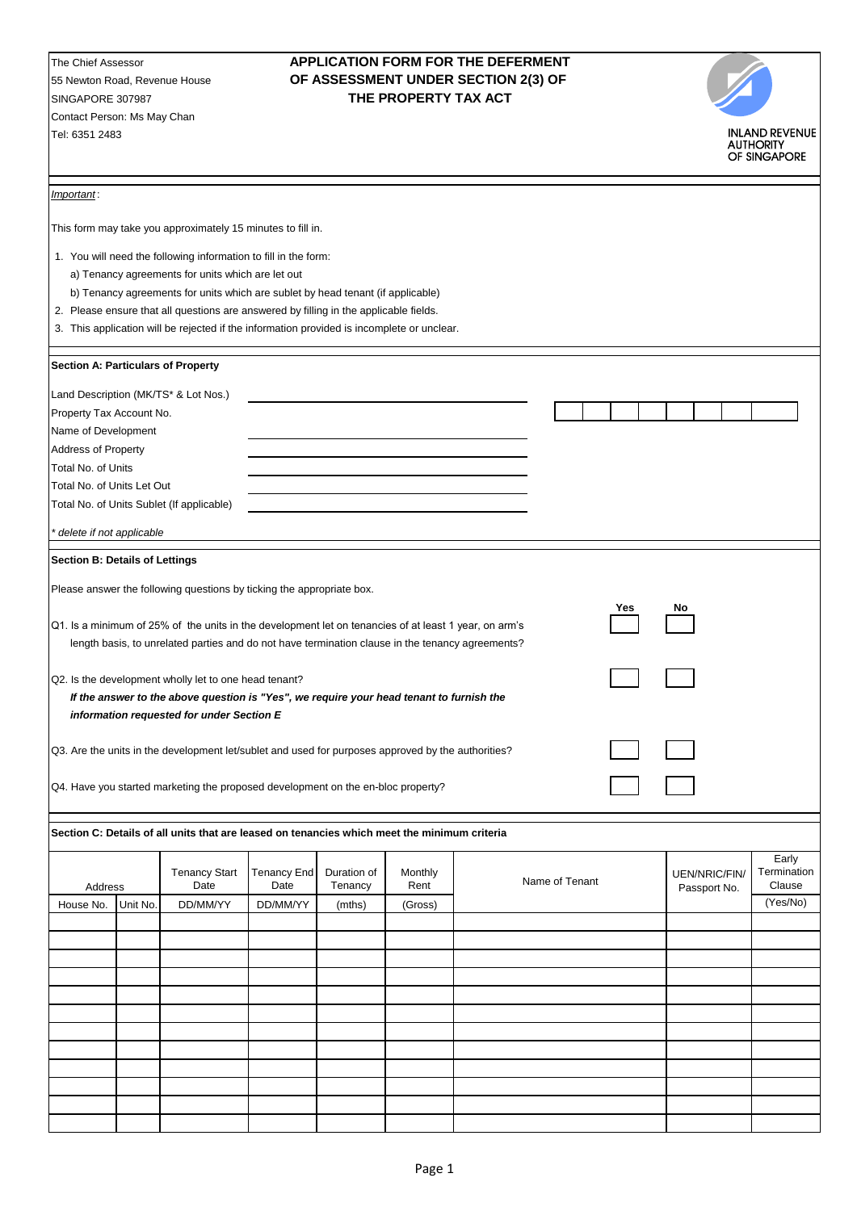The Chief Assessor
55 Newton Road, Revenue House
SINGAPORE 307987
Contact Person: Ms May Chan
Tel: 6351 2483

# APPLICATION FORM FOR THE DEFERMENT OF ASSESSMENT UNDER SECTION 2(3) OF THE PROPERTY TAX ACT

INLAND REVENUE AUTHORITY OF SINGAPORE

*Important*:

This form may take you approximately 15 minutes to fill in.

1. You will need the following information to fill in the form:
   a) Tenancy agreements for units which are let out
   b) Tenancy agreements for units which are sublet by head tenant (if applicable)
2. Please ensure that all questions are answered by filling in the applicable fields.
3. This application will be rejected if the information provided is incomplete or unclear.

## Section A: Particulars of Property

Land Description (MK/TS* & Lot Nos.) ____________________

Property Tax Account No. ☐☐☐☐☐☐☐☐

Name of Development ____________________

Address of Property ____________________

Total No. of Units ____________________

Total No. of Units Let Out ____________________

Total No. of Units Sublet (If applicable) ____________________

*\* delete if not applicable*

## Section B: Details of Lettings

Please answer the following questions by ticking the appropriate box.

| | Yes | No |
|---|---|---|
| Q1. Is a minimum of 25% of the units in the development let on tenancies of at least 1 year, on arm's length basis, to unrelated parties and do not have termination clause in the tenancy agreements? | ☐ | ☐ |
| Q2. Is the development wholly let to one head tenant? ***If the answer to the above question is "Yes", we require your head tenant to furnish the information requested for under Section E*** | ☐ | ☐ |
| Q3. Are the units in the development let/sublet and used for purposes approved by the authorities? | ☐ | ☐ |
| Q4. Have you started marketing the proposed development on the en-bloc property? | ☐ | ☐ |

## Section C: Details of all units that are leased on tenancies which meet the minimum criteria

| Address | | Tenancy Start Date | Tenancy End Date | Duration of Tenancy | Monthly Rent | Name of Tenant | UEN/NRIC/FIN/ Passport No. | Early Termination Clause |
|---|---|---|---|---|---|---|---|---|
| House No. | Unit No. | DD/MM/YY | DD/MM/YY | (mths) | (Gross) | | | (Yes/No) |
| | | | | | | | | |
| | | | | | | | | |
| | | | | | | | | |
| | | | | | | | | |
| | | | | | | | | |
| | | | | | | | | |
| | | | | | | | | |
| | | | | | | | | |
| | | | | | | | | |
| | | | | | | | | |
| | | | | | | | | |
| | | | | | | | | |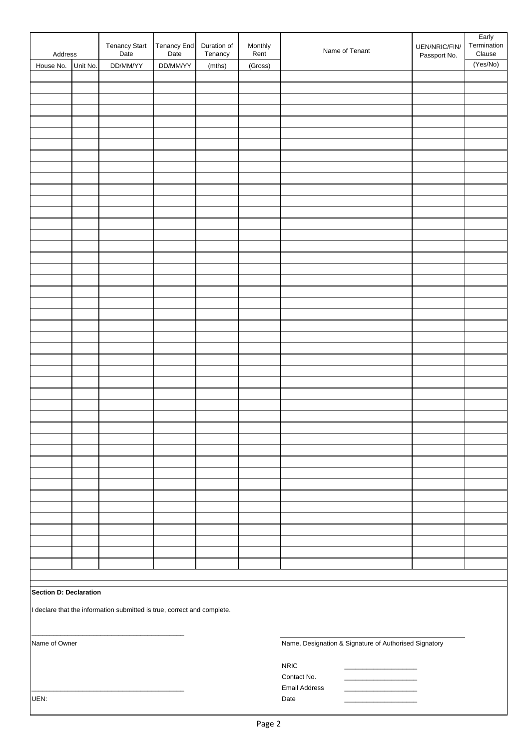| Address | | Tenancy Start Date | Tenancy End Date | Duration of Tenancy | Monthly Rent | Name of Tenant | UEN/NRIC/FIN/ Passport No. | Early Termination Clause |
|---|---|---|---|---|---|---|---|---|
| House No. | Unit No. | DD/MM/YY | DD/MM/YY | (mths) | (Gross) | | | (Yes/No) |
| | | | | | | | | |
| | | | | | | | | |
| | | | | | | | | |
| | | | | | | | | |
| | | | | | | | | |
| | | | | | | | | |
| | | | | | | | | |
| | | | | | | | | |
| | | | | | | | | |
| | | | | | | | | |
| | | | | | | | | |
| | | | | | | | | |
| | | | | | | | | |
| | | | | | | | | |
| | | | | | | | | |
| | | | | | | | | |
| | | | | | | | | |
| | | | | | | | | |
| | | | | | | | | |
| | | | | | | | | |
| | | | | | | | | |
| | | | | | | | | |
| | | | | | | | | |
| | | | | | | | | |
| | | | | | | | | |
| | | | | | | | | |
| | | | | | | | | |
| | | | | | | | | |
| | | | | | | | | |
| | | | | | | | | |
| | | | | | | | | |
| | | | | | | | | |
| | | | | | | | | |
| | | | | | | | | |
| | | | | | | | | |
| | | | | | | | | |
| | | | | | | | | |
| | | | | | | | | |
| | | | | | | | | |
| | | | | | | | | |
| | | | | | | | | |
| | | | | | | | | |
| | | | | | | | | |
| | | | | | | | | |
| | | | | | | | | |
| | | | | | | | | |

**Section D: Declaration**

I declare that the information submitted is true, correct and complete.

\_\_\_\_\_\_\_\_\_\_\_\_\_\_\_\_\_\_\_\_\_\_\_\_\_\_\_\_\_\_\_\_\_\_\_\_\_\_\_\_

Name of Owner

\_\_\_\_\_\_\_\_\_\_\_\_\_\_\_\_\_\_\_\_\_\_\_\_\_\_\_\_\_\_\_\_\_\_\_\_\_\_\_\_

UEN:

\_\_\_\_\_\_\_\_\_\_\_\_\_\_\_\_\_\_\_\_\_\_\_\_\_\_\_\_\_\_\_\_\_\_\_\_\_\_\_\_

Name, Designation & Signature of Authorised Signatory

NRIC \_\_\_\_\_\_\_\_\_\_\_\_\_\_\_\_\_\_\_\_

Contact No. \_\_\_\_\_\_\_\_\_\_\_\_\_\_\_\_\_\_\_\_

Email Address \_\_\_\_\_\_\_\_\_\_\_\_\_\_\_\_\_\_\_\_

Date \_\_\_\_\_\_\_\_\_\_\_\_\_\_\_\_\_\_\_\_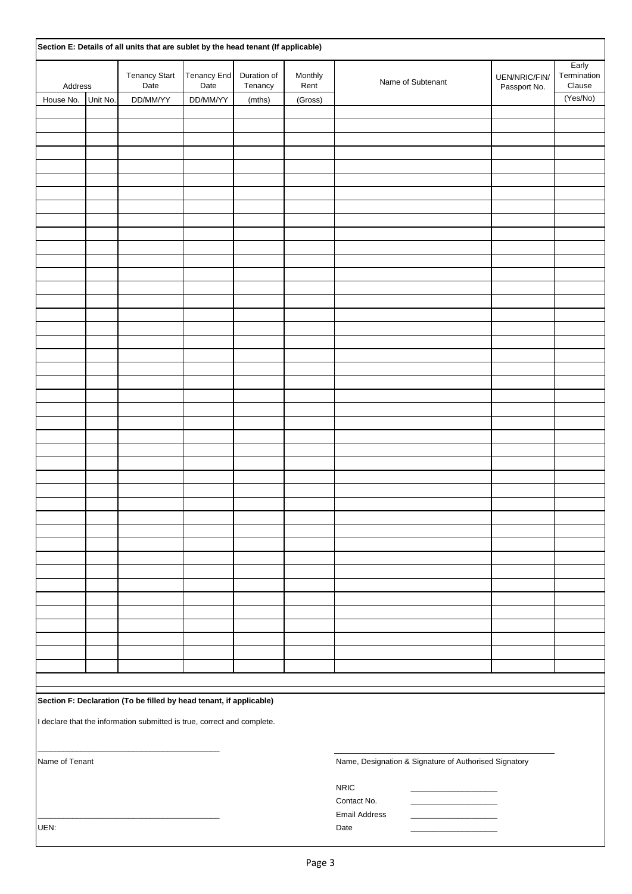**Section E: Details of all units that are sublet by the head tenant (If applicable)**

| Address | | Tenancy Start Date | Tenancy End Date | Duration of Tenancy | Monthly Rent | Name of Subtenant | UEN/NRIC/FIN/ Passport No. | Early Termination Clause |
|---|---|---|---|---|---|---|---|---|
| House No. | Unit No. | DD/MM/YY | DD/MM/YY | (mths) | (Gross) | | | (Yes/No) |
| | | | | | | | | |
| | | | | | | | | |
| | | | | | | | | |
| | | | | | | | | |
| | | | | | | | | |
| | | | | | | | | |
| | | | | | | | | |
| | | | | | | | | |
| | | | | | | | | |
| | | | | | | | | |
| | | | | | | | | |
| | | | | | | | | |
| | | | | | | | | |
| | | | | | | | | |
| | | | | | | | | |
| | | | | | | | | |
| | | | | | | | | |
| | | | | | | | | |
| | | | | | | | | |
| | | | | | | | | |
| | | | | | | | | |
| | | | | | | | | |
| | | | | | | | | |
| | | | | | | | | |
| | | | | | | | | |
| | | | | | | | | |
| | | | | | | | | |
| | | | | | | | | |
| | | | | | | | | |
| | | | | | | | | |
| | | | | | | | | |
| | | | | | | | | |
| | | | | | | | | |
| | | | | | | | | |
| | | | | | | | | |
| | | | | | | | | |
| | | | | | | | | |
| | | | | | | | | |
| | | | | | | | | |
| | | | | | | | | |
| | | | | | | | | |
| | | | | | | | | |

**Section F: Declaration (To be filled by head tenant, if applicable)**

I declare that the information submitted is true, correct and complete.

_________________________________________

Name of Tenant

_________________________________________

UEN:

_________________________________________

Name, Designation & Signature of Authorised Signatory

NRIC ____________________

Contact No. ____________________

Email Address ____________________

Date ____________________